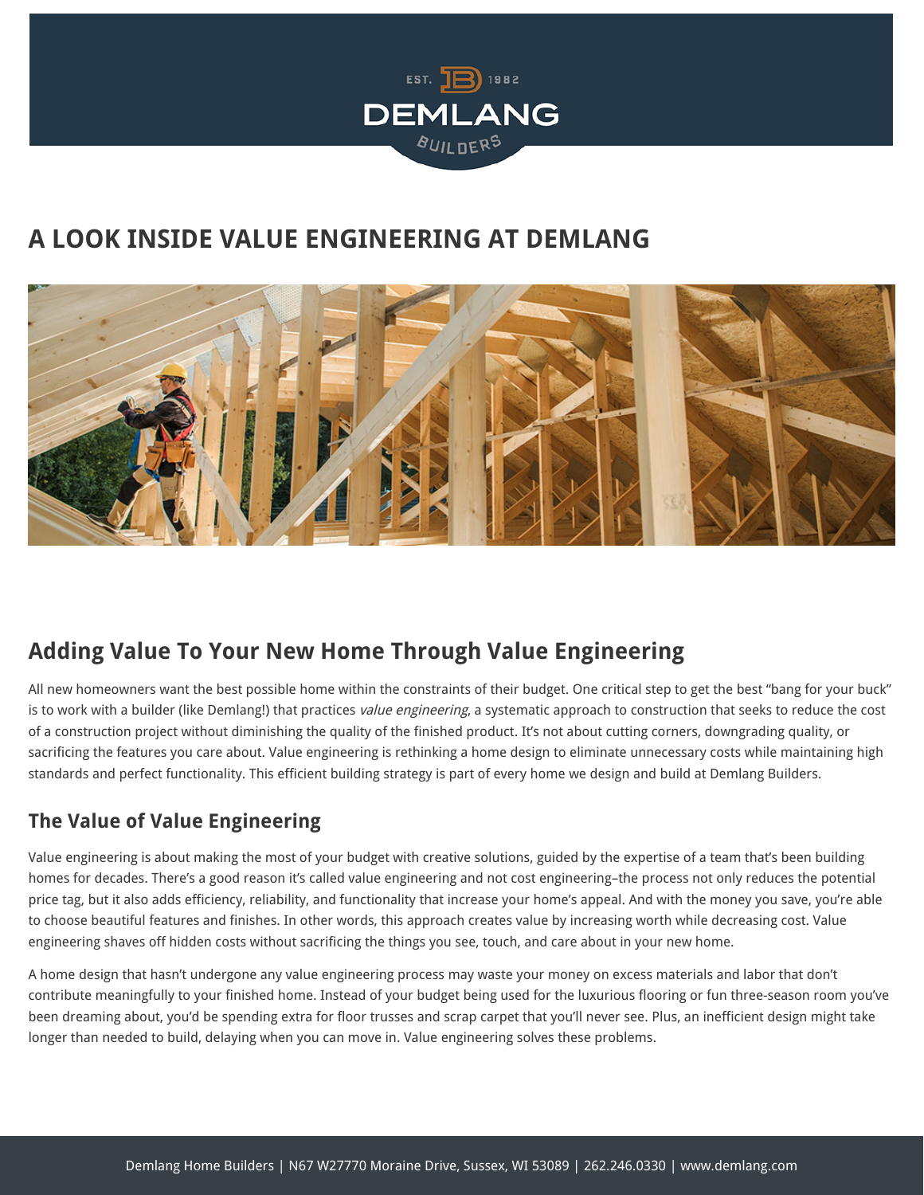# A LOOK INSIDE VALUE ENGINEERING AT DEMLANG

## Adding Value To Your New Home Through Value Engineering

All new homeowners want the best possible home within the constraints of their budget. One critical step to get the best "bang for your buck" is to work with a builder (like Demlang!) that practices *value engineering*, a systematic approach to construction that seeks to reduce the cost of a construction project without diminishing the quality of the finished product. It's not about cutting corners, downgrading quality, or sacrificing the features you care about. Value engineering is rethinking a home design to eliminate unnecessary costs while maintaining high standards and perfect functionality. This efficient building strategy is part of every home we design and build at Demlang Builders.

### The Value of Value Engineering

Value engineering is about making the most of your budget with creative solutions, guided by the expertise of a team that's been building homes for decades. There's a good reason it's called value engineering and not cost engineering–the process not only reduces the potential price tag, but it also adds efficiency, reliability, and functionality that increase your home's appeal. And with the money you save, you're able to choose beautiful features and finishes. In other words, this approach creates value by increasing worth while decreasing cost. Value engineering shaves off hidden costs without sacrificing the things you see, touch, and care about in your new home.

A home design that hasn't undergone any value engineering process may waste your money on excess materials and labor that don't contribute meaningfully to your finished home. Instead of your budget being used for the luxurious flooring or fun three-season room you've been dreaming about, you'd be spending extra for floor trusses and scrap carpet that you'll never see. Plus, an inefficient design might take longer than needed to build, delaying when you can move in. Value engineering solves these problems.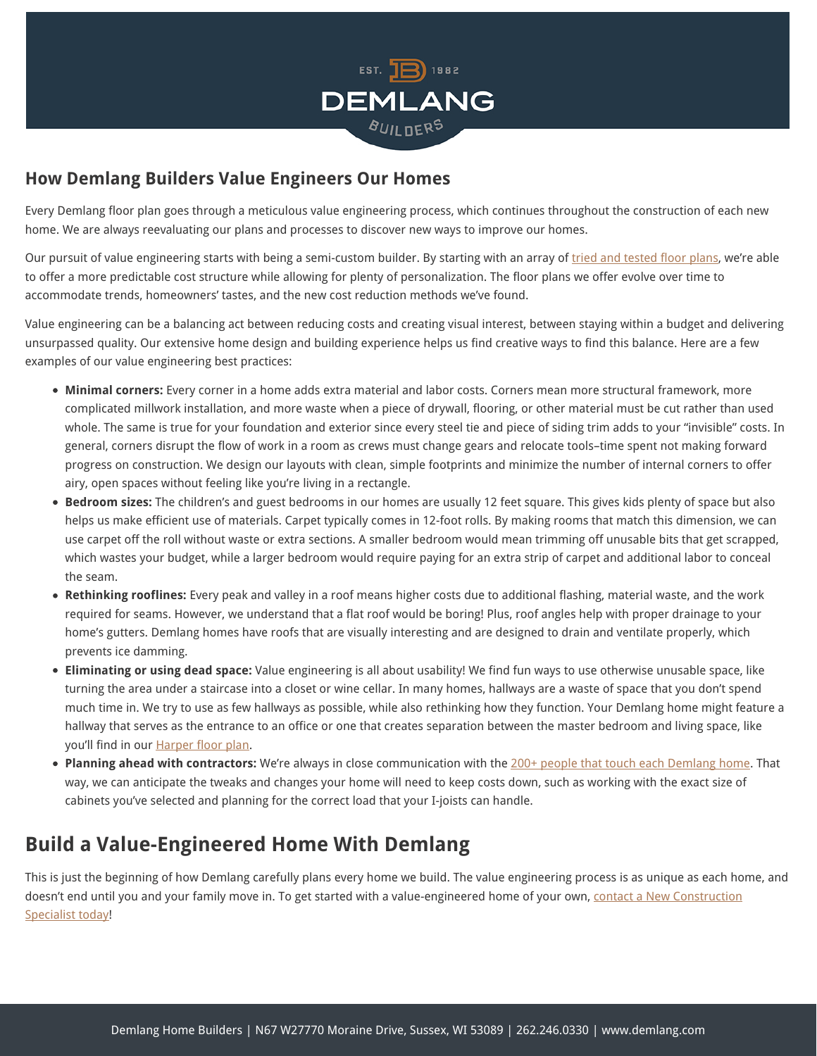## How Demlang Builders Value Engineers Our Homes

Every Demlang floor plan goes through a meticulous value engineering process, which continues throughout the construction of each new home. We are always reevaluating our plans and processes to discover new ways to improve our homes.

Our pursuit of value engineering starts with being a semi-custom builder. By starting with an array of tried and tested floor plans, we're able to offer a more predictable cost structure while allowing for plenty of personalization. The floor plans we offer evolve over time to accommodate trends, homeowners' tastes, and the new cost reduction methods we've found.

Value engineering can be a balancing act between reducing costs and creating visual interest, between staying within a budget and delivering unsurpassed quality. Our extensive home design and building experience helps us find creative ways to find this balance. Here are a few examples of our value engineering best practices:

- **Minimal corners:** Every corner in a home adds extra material and labor costs. Corners mean more structural framework, more complicated millwork installation, and more waste when a piece of drywall, flooring, or other material must be cut rather than used whole. The same is true for your foundation and exterior since every steel tie and piece of siding trim adds to your "invisible" costs. In general, corners disrupt the flow of work in a room as crews must change gears and relocate tools–time spent not making forward progress on construction. We design our layouts with clean, simple footprints and minimize the number of internal corners to offer airy, open spaces without feeling like you're living in a rectangle.
- **Bedroom sizes:** The children's and guest bedrooms in our homes are usually 12 feet square. This gives kids plenty of space but also helps us make efficient use of materials. Carpet typically comes in 12-foot rolls. By making rooms that match this dimension, we can use carpet off the roll without waste or extra sections. A smaller bedroom would mean trimming off unusable bits that get scrapped, which wastes your budget, while a larger bedroom would require paying for an extra strip of carpet and additional labor to conceal the seam.
- **Rethinking rooflines:** Every peak and valley in a roof means higher costs due to additional flashing, material waste, and the work required for seams. However, we understand that a flat roof would be boring! Plus, roof angles help with proper drainage to your home's gutters. Demlang homes have roofs that are visually interesting and are designed to drain and ventilate properly, which prevents ice damming.
- **Eliminating or using dead space:** Value engineering is all about usability! We find fun ways to use otherwise unusable space, like turning the area under a staircase into a closet or wine cellar. In many homes, hallways are a waste of space that you don't spend much time in. We try to use as few hallways as possible, while also rethinking how they function. Your Demlang home might feature a hallway that serves as the entrance to an office or one that creates separation between the master bedroom and living space, like you'll find in our Harper floor plan.
- **Planning ahead with contractors:** We're always in close communication with the 200+ people that touch each Demlang home. That way, we can anticipate the tweaks and changes your home will need to keep costs down, such as working with the exact size of cabinets you've selected and planning for the correct load that your I-joists can handle.

## Build a Value-Engineered Home With Demlang

This is just the beginning of how Demlang carefully plans every home we build. The value engineering process is as unique as each home, and doesn't end until you and your family move in. To get started with a value-engineered home of your own, contact a New Construction Specialist today!